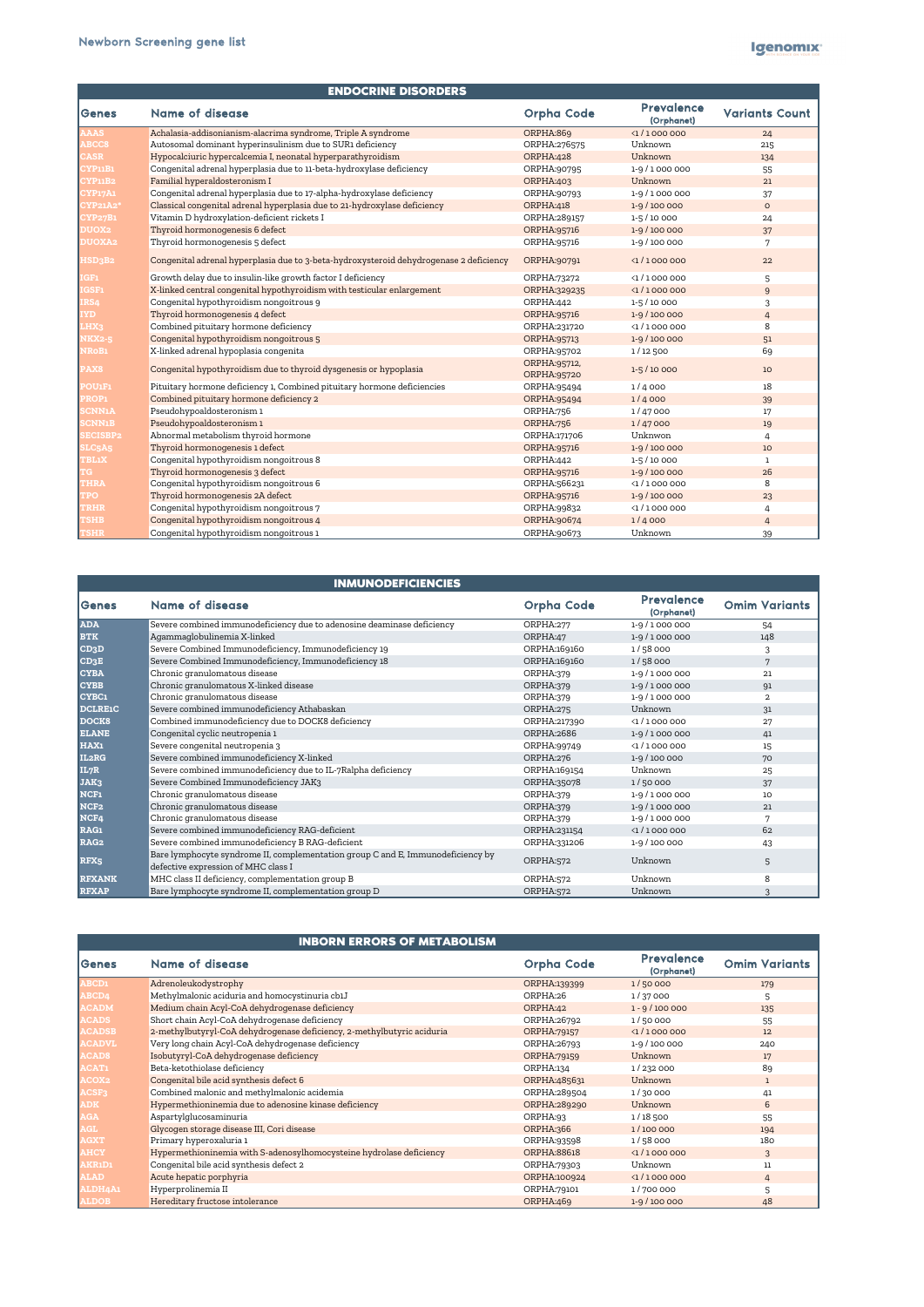# Newborn Screening gene list

| ENDOCRINE DISORDERS | | | | |
|---|---|---|---|---|
| Genes | Name of disease | Orpha Code | Prevalence (Orphanet) | Variants Count |
| AAAS | Achalasia-addisonianism-alacrima syndrome, Triple A syndrome | ORPHA:869 | <1 / 1 000 000 | 24 |
| ABCC8 | Autosomal dominant hyperinsulinism due to SUR1 deficiency | ORPHA:276575 | Unknown | 215 |
| CASR | Hypocalciuric hypercalcemia I, neonatal hyperparathyroidism | ORPHA:428 | Unknown | 134 |
| CYP11B1 | Congenital adrenal hyperplasia due to 11-beta-hydroxylase deficiency | ORPHA:90795 | 1-9 / 1 000 000 | 55 |
| CYP11B2 | Familial hyperaldosteronism I | ORPHA:403 | Unknown | 21 |
| CYP17A1 | Congenital adrenal hyperplasia due to 17-alpha-hydroxylase deficiency | ORPHA:90793 | 1-9 / 1 000 000 | 37 |
| CYP21A2* | Classical congenital adrenal hyperplasia due to 21-hydroxylase deficiency | ORPHA:418 | 1-9 / 100 000 | 0 |
| CYP27B1 | Vitamin D hydroxylation-deficient rickets I | ORPHA:289157 | 1-5 / 10 000 | 24 |
| DUOX2 | Thyroid hormonogenesis 6 defect | ORPHA:95716 | 1-9 / 100 000 | 37 |
| DUOXA2 | Thyroid hormonogenesis 5 defect | ORPHA:95716 | 1-9 / 100 000 | 7 |
| HSD3B2 | Congenital adrenal hyperplasia due to 3-beta-hydroxysteroid dehydrogenase 2 deficiency | ORPHA:90791 | <1 / 1 000 000 | 22 |
| IGF1 | Growth delay due to insulin-like growth factor I deficiency | ORPHA:73272 | <1 / 1 000 000 | 5 |
| IGSF1 | X-linked central congenital hypothyroidism with testicular enlargement | ORPHA:329235 | <1 / 1 000 000 | 9 |
| IRS4 | Congenital hypothyroidism nongoitrous 9 | ORPHA:442 | 1-5 / 10 000 | 3 |
| IYD | Thyroid hormonogenesis 4 defect | ORPHA:95716 | 1-9 / 100 000 | 4 |
| LHX3 | Combined pituitary hormone deficiency | ORPHA:231720 | <1 / 1 000 000 | 8 |
| NKX2-5 | Congenital hypothyroidism nongoitrous 5 | ORPHA:95713 | 1-9 / 100 000 | 51 |
| NR0B1 | X-linked adrenal hypoplasia congenita | ORPHA:95702 | 1 / 12 500 | 69 |
| PAX8 | Congenital hypothyroidism due to thyroid dysgenesis or hypoplasia | ORPHA:95712, ORPHA:95720 | 1-5 / 10 000 | 10 |
| POU1F1 | Pituitary hormone deficiency 1, Combined pituitary hormone deficiencies | ORPHA:95494 | 1 / 4 000 | 18 |
| PROP1 | Combined pituitary hormone deficiency 2 | ORPHA:95494 | 1 / 4 000 | 39 |
| SCNN1A | Pseudohypoaldosteronism 1 | ORPHA:756 | 1 / 47 000 | 17 |
| SCNN1B | Pseudohypoaldosteronism 1 | ORPHA:756 | 1 / 47 000 | 19 |
| SECISBP2 | Abnormal metabolism thyroid hormone | ORPHA:171706 | Unknwon | 4 |
| SLC5A5 | Thyroid hormonogenesis 1 defect | ORPHA:95716 | 1-9 / 100 000 | 10 |
| TBL1X | Congenital hypothyroidism nongoitrous 8 | ORPHA:442 | 1-5 / 10 000 | 1 |
| TG | Thyroid hormonogenesis 3 defect | ORPHA:95716 | 1-9 / 100 000 | 26 |
| THRA | Congenital hypothyroidism nongoitrous 6 | ORPHA:566231 | <1 / 1 000 000 | 8 |
| TPO | Thyroid hormonogenesis 2A defect | ORPHA:95716 | 1-9 / 100 000 | 23 |
| TRHR | Congenital hypothyroidism nongoitrous 7 | ORPHA:99832 | <1 / 1 000 000 | 4 |
| TSHB | Congenital hypothyroidism nongoitrous 4 | ORPHA:90674 | 1 / 4 000 | 4 |
| TSHR | Congenital hypothyroidism nongoitrous 1 | ORPHA:90673 | Unknown | 39 |

| INMUNODEFICIENCIES | | | | |
|---|---|---|---|---|
| Genes | Name of disease | Orpha Code | Prevalence (Orphanet) | Omim Variants |
| ADA | Severe combined immunodeficiency due to adenosine deaminase deficiency | ORPHA:277 | 1-9 / 1 000 000 | 54 |
| BTK | Agammaglobulinemia X-linked | ORPHA:47 | 1-9 / 1 000 000 | 148 |
| CD3D | Severe Combined Immunodeficiency, Immunodeficiency 19 | ORPHA:169160 | 1 / 58 000 | 3 |
| CD3E | Severe Combined Immunodeficiency, Immunodeficiency 18 | ORPHA:169160 | 1 / 58 000 | 7 |
| CYBA | Chronic granulomatous disease | ORPHA:379 | 1-9 / 1 000 000 | 21 |
| CYBB | Chronic granulomatous X-linked disease | ORPHA:379 | 1-9 / 1 000 000 | 91 |
| CYBC1 | Chronic granulomatous disease | ORPHA:379 | 1-9 / 1 000 000 | 2 |
| DCLRE1C | Severe combined immunodeficiency Athabaskan | ORPHA:275 | Unknown | 31 |
| DOCK8 | Combined immunodeficiency due to DOCK8 deficiency | ORPHA:217390 | <1 / 1 000 000 | 27 |
| ELANE | Congenital cyclic neutropenia 1 | ORPHA:2686 | 1-9 / 1 000 000 | 41 |
| HAX1 | Severe congenital neutropenia 3 | ORPHA:99749 | <1 / 1 000 000 | 15 |
| IL2RG | Severe combined immunodeficiency X-linked | ORPHA:276 | 1-9 / 100 000 | 70 |
| IL7R | Severe combined immunodeficiency due to IL-7Ralpha deficiency | ORPHA:169154 | Unknown | 25 |
| JAK3 | Severe Combined Immunodeficiency JAK3 | ORPHA:35078 | 1 / 50 000 | 37 |
| NCF1 | Chronic granulomatous disease | ORPHA:379 | 1-9 / 1 000 000 | 10 |
| NCF2 | Chronic granulomatous disease | ORPHA:379 | 1-9 / 1 000 000 | 21 |
| NCF4 | Chronic granulomatous disease | ORPHA:379 | 1-9 / 1 000 000 | 7 |
| RAG1 | Severe combined immunodeficiency RAG-deficient | ORPHA:231154 | <1 / 1 000 000 | 62 |
| RAG2 | Severe combined immunodeficiency B RAG-deficient | ORPHA:331206 | 1-9 / 100 000 | 43 |
| RFX5 | Bare lymphocyte syndrome II, complementation group C and E, Immunodeficiency by defective expression of MHC class I | ORPHA:572 | Unknown | 5 |
| RFXANK | MHC class II deficiency, complementation group B | ORPHA:572 | Unknown | 8 |
| RFXAP | Bare lymphocyte syndrome II, complementation group D | ORPHA:572 | Unknown | 3 |

| INBORN ERRORS OF METABOLISM | | | | |
|---|---|---|---|---|
| Genes | Name of disease | Orpha Code | Prevalence (Orphanet) | Omim Variants |
| ABCD1 | Adrenoleukodystrophy | ORPHA:139399 | 1 / 50 000 | 179 |
| ABCD4 | Methylmalonic aciduria and homocystinuria cblJ | ORPHA:26 | 1 / 37 000 | 5 |
| ACADM | Medium chain Acyl-CoA dehydrogenase deficiency | ORPHA:42 | 1 - 9 / 100 000 | 135 |
| ACADS | Short chain Acyl-CoA dehydrogenase deficiency | ORPHA:26792 | 1 / 50 000 | 55 |
| ACADSB | 2-methylbutyryl-CoA dehydrogenase deficiency, 2-methylbutyric aciduria | ORPHA:79157 | <1 / 1 000 000 | 12 |
| ACADVL | Very long chain Acyl-CoA dehydrogenase deficiency | ORPHA:26793 | 1-9 / 100 000 | 240 |
| ACAD8 | Isobutyryl-CoA dehydrogenase deficiency | ORPHA:79159 | Unknown | 17 |
| ACAT1 | Beta-ketothiolase deficiency | ORPHA:134 | 1 / 232 000 | 89 |
| ACOX2 | Congenital bile acid synthesis defect 6 | ORPHA:485631 | Unknown | 1 |
| ACSF3 | Combined malonic and methylmalonic acidemia | ORPHA:289504 | 1 / 30 000 | 41 |
| ADK | Hypermethioninemia due to adenosine kinase deficiency | ORPHA:289290 | Unknown | 6 |
| AGA | Aspartylglucosaminuria | ORPHA:93 | 1 / 18 500 | 55 |
| AGL | Glycogen storage disease III, Cori disease | ORPHA:366 | 1 / 100 000 | 194 |
| AGXT | Primary hyperoxaluria 1 | ORPHA:93598 | 1 / 58 000 | 180 |
| AHCY | Hypermethioninemia with S-adenosylhomocysteine hydrolase deficiency | ORPHA:88618 | <1 / 1 000 000 | 3 |
| AKR1D1 | Congenital bile acid synthesis defect 2 | ORPHA:79303 | Unknown | 11 |
| ALAD | Acute hepatic porphyria | ORPHA:100924 | <1 / 1 000 000 | 4 |
| ALDH4A1 | Hyperprolinemia II | ORPHA:79101 | 1 / 700 000 | 5 |
| ALDOB | Hereditary fructose intolerance | ORPHA:469 | 1-9 / 100 000 | 48 |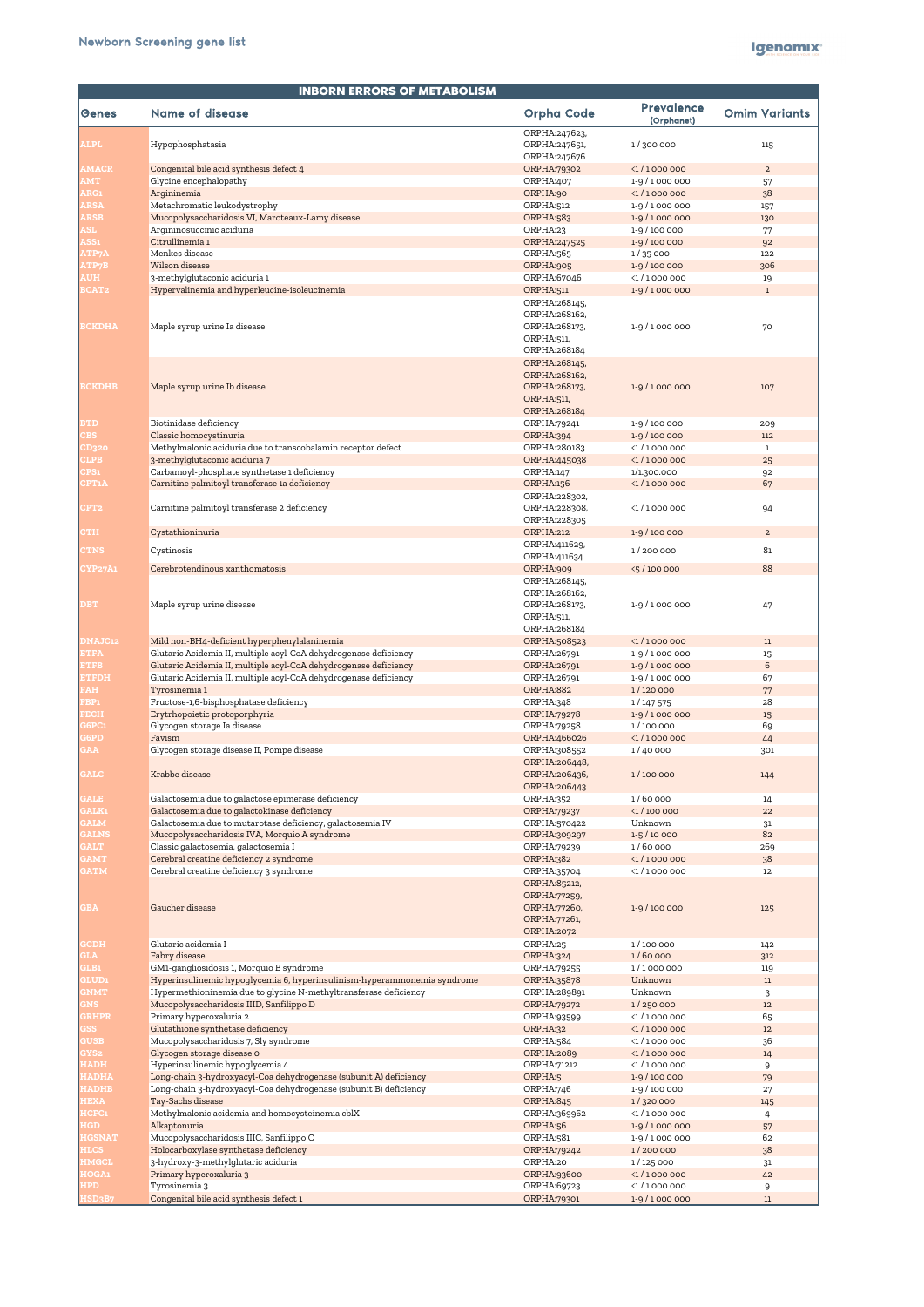# Newborn Screening gene list

| INBORN ERRORS OF METABOLISM | | | | |
|---|---|---|---|---|
| **Genes** | **Name of disease** | **Orpha Code** | **Prevalence (Orphanet)** | **Omim Variants** |
| ALPL | Hypophosphatasia | ORPHA:247623, ORPHA:247651, ORPHA:247676 | 1 / 300 000 | 115 |
| AMACR | Congenital bile acid synthesis defect 4 | ORPHA:79302 | <1 / 1 000 000 | 2 |
| AMT | Glycine encephalopathy | ORPHA:407 | 1-9 / 1 000 000 | 57 |
| ARG1 | Argininemia | ORPHA:90 | <1 / 1 000 000 | 38 |
| ARSA | Metachromatic leukodystrophy | ORPHA:512 | 1-9 / 1 000 000 | 157 |
| ARSB | Mucopolysaccharidosis VI, Maroteaux-Lamy disease | ORPHA:583 | 1-9 / 1 000 000 | 130 |
| ASL | Argininosuccinic aciduria | ORPHA:23 | 1-9 / 100 000 | 77 |
| ASS1 | Citrullinemia 1 | ORPHA:247525 | 1-9 / 100 000 | 92 |
| ATP7A | Menkes disease | ORPHA:565 | 1 / 35 000 | 122 |
| ATP7B | Wilson disease | ORPHA:905 | 1-9 / 100 000 | 306 |
| AUH | 3-methylglutaconic aciduria 1 | ORPHA:67046 | <1 / 1 000 000 | 19 |
| BCAT2 | Hypervalinemia and hyperleucine-isoleucinemia | ORPHA:511 | 1-9 / 1 000 000 | 1 |
| BCKDHA | Maple syrup urine Ia disease | ORPHA:268145, ORPHA:268162, ORPHA:268173, ORPHA:511, ORPHA:268184 | 1-9 / 1 000 000 | 70 |
| BCKDHB | Maple syrup urine Ib disease | ORPHA:268145, ORPHA:268162, ORPHA:268173, ORPHA:511, ORPHA:268184 | 1-9 / 1 000 000 | 107 |
| BTD | Biotinidase deficiency | ORPHA:79241 | 1-9 / 100 000 | 209 |
| CBS | Classic homocystinuria | ORPHA:394 | 1-9 / 100 000 | 112 |
| CD320 | Methylmalonic aciduria due to transcobalamin receptor defect | ORPHA:280183 | <1 / 1 000 000 | 1 |
| CLPB | 3-methylglutaconic aciduria 7 | ORPHA:445038 | <1 / 1 000 000 | 25 |
| CPS1 | Carbamoyl-phosphate synthetase 1 deficiency | ORPHA:147 | 1/1.300.000 | 92 |
| CPT1A | Carnitine palmitoyl transferase 1a deficiency | ORPHA:156 | <1 / 1 000 000 | 67 |
| CPT2 | Carnitine palmitoyl transferase 2 deficiency | ORPHA:228302, ORPHA:228308, ORPHA:228305 | <1 / 1 000 000 | 94 |
| CTH | Cystathioninuria | ORPHA:212 | 1-9 / 100 000 | 2 |
| CTNS | Cystinosis | ORPHA:411629, ORPHA:411634 | 1 / 200 000 | 81 |
| CYP27A1 | Cerebrotendinous xanthomatosis | ORPHA:909 | <5 / 100 000 | 88 |
| DBT | Maple syrup urine disease | ORPHA:268145, ORPHA:268162, ORPHA:268173, ORPHA:511, ORPHA:268184 | 1-9 / 1 000 000 | 47 |
| DNAJC12 | Mild non-BH4-deficient hyperphenylalaninemia | ORPHA:508523 | <1 / 1 000 000 | 11 |
| ETFA | Glutaric Acidemia II, multiple acyl-CoA dehydrogenase deficiency | ORPHA:26791 | 1-9 / 1 000 000 | 15 |
| ETFB | Glutaric Acidemia II, multiple acyl-CoA dehydrogenase deficiency | ORPHA:26791 | 1-9 / 1 000 000 | 6 |
| ETFDH | Glutaric Acidemia II, multiple acyl-CoA dehydrogenase deficiency | ORPHA:26791 | 1-9 / 1 000 000 | 67 |
| FAH | Tyrosinemia 1 | ORPHA:882 | 1 / 120 000 | 77 |
| FBP1 | Fructose-1,6-bisphosphatase deficiency | ORPHA:348 | 1 / 147 575 | 28 |
| FECH | Erytrhopoietic protoporphyria | ORPHA:79278 | 1-9 / 1 000 000 | 15 |
| G6PC1 | Glycogen storage Ia disease | ORPHA:79258 | 1 / 100 000 | 69 |
| G6PD | Favism | ORPHA:466026 | <1 / 1 000 000 | 44 |
| GAA | Glycogen storage disease II, Pompe disease | ORPHA:308552 | 1 / 40 000 | 301 |
| GALC | Krabbe disease | ORPHA:206448, ORPHA:206436, ORPHA:206443 | 1 / 100 000 | 144 |
| GALE | Galactosemia due to galactose epimerase deficiency | ORPHA:352 | 1 / 60 000 | 14 |
| GALK1 | Galactosemia due to galactokinase deficiency | ORPHA:79237 | <1 / 100 000 | 22 |
| GALM | Galactosemia due to mutarotase deficiency, galactosemia IV | ORPHA:570422 | Unknown | 31 |
| GALNS | Mucopolysaccharidosis IVA, Morquio A syndrome | ORPHA:309297 | 1-5 / 10 000 | 82 |
| GALT | Classic galactosemia, galactosemia I | ORPHA:79239 | 1 / 60 000 | 269 |
| GAMT | Cerebral creatine deficiency 2 syndrome | ORPHA:382 | <1 / 1 000 000 | 38 |
| GATM | Cerebral creatine deficiency 3 syndrome | ORPHA:35704 | <1 / 1 000 000 | 12 |
| GBA | Gaucher disease | ORPHA:85212, ORPHA:77259, ORPHA:77260, ORPHA:77261, ORPHA:2072 | 1-9 / 100 000 | 125 |
| GCDH | Glutaric acidemia I | ORPHA:25 | 1 / 100 000 | 142 |
| GLA | Fabry disease | ORPHA:324 | 1 / 60 000 | 312 |
| GLB1 | GM1-gangliosidosis 1, Morquio B syndrome | ORPHA:79255 | 1 / 1 000 000 | 119 |
| GLUD1 | Hyperinsulinemic hypoglycemia 6, hyperinsulinism-hyperammonemia syndrome | ORPHA:35878 | Unknown | 11 |
| GNMT | Hypermethioninemia due to glycine N-methyltransferase deficiency | ORPHA:289891 | Unknown | 3 |
| GNS | Mucopolysaccharidosis IIID, Sanfilippo D | ORPHA:79272 | 1 / 250 000 | 12 |
| GRHPR | Primary hyperoxaluria 2 | ORPHA:93599 | <1 / 1 000 000 | 65 |
| GSS | Glutathione synthetase deficiency | ORPHA:32 | <1 / 1 000 000 | 12 |
| GUSB | Mucopolysaccharidosis 7, Sly syndrome | ORPHA:584 | <1 / 1 000 000 | 36 |
| GYS2 | Glycogen storage disease 0 | ORPHA:2089 | <1 / 1 000 000 | 14 |
| HADH | Hyperinsulinemic hypoglycemia 4 | ORPHA:71212 | <1 / 1 000 000 | 9 |
| HADHA | Long-chain 3-hydroxyacyl-Coa dehydrogenase (subunit A) deficiency | ORPHA:5 | 1-9 / 100 000 | 79 |
| HADHB | Long-chain 3-hydroxyacyl-Coa dehydrogenase (subunit B) deficiency | ORPHA:746 | 1-9 / 100 000 | 27 |
| HEXA | Tay-Sachs disease | ORPHA:845 | 1 / 320 000 | 145 |
| HCFC1 | Methylmalonic acidemia and homocysteinemia cblX | ORPHA:369962 | <1 / 1 000 000 | 4 |
| HGD | Alkaptonuria | ORPHA:56 | 1-9 / 1 000 000 | 57 |
| HGSNAT | Mucopolysaccharidosis IIIC, Sanfilippo C | ORPHA:581 | 1-9 / 1 000 000 | 62 |
| HLCS | Holocarboxylase synthetase deficiency | ORPHA:79242 | 1 / 200 000 | 38 |
| HMGCL | 3-hydroxy-3-methylglutaric aciduria | ORPHA:20 | 1 / 125 000 | 31 |
| HOGA1 | Primary hyperoxaluria 3 | ORPHA:93600 | <1 / 1 000 000 | 42 |
| HPD | Tyrosinemia 3 | ORPHA:69723 | <1 / 1 000 000 | 9 |
| HSD3B7 | Congenital bile acid synthesis defect 1 | ORPHA:79301 | 1-9 / 1 000 000 | 11 |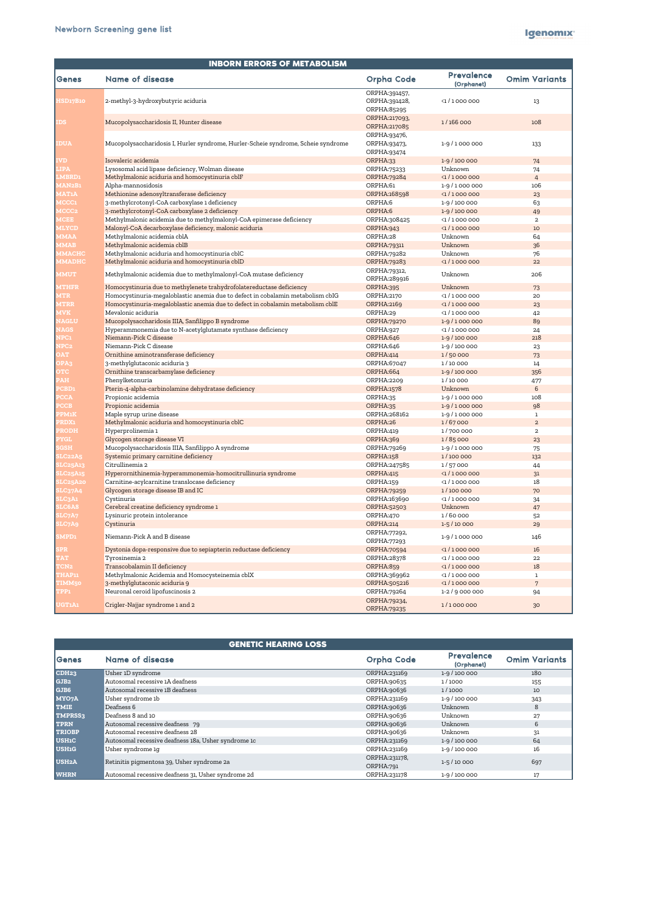## INBORN ERRORS OF METABOLISM

| Genes | Name of disease | Orpha Code | Prevalence (Orphanet) | Omim Variants |
|---|---|---|---|---|
| HSD17B10 | 2-methyl-3-hydroxybutyric aciduria | ORPHA:391457, ORPHA:391428, ORPHA:85295 | <1 / 1 000 000 | 13 |
| IDS | Mucopolysaccharidosis II, Hunter disease | ORPHA:217093, ORPHA:217085 | 1 / 166 000 | 108 |
| IDUA | Mucopolysaccharidosis I, Hurler syndrome, Hurler-Scheie syndrome, Scheie syndrome | ORPHA:93476, ORPHA:93473, ORPHA:93474 | 1-9 / 1 000 000 | 133 |
| IVD | Isovaleric acidemia | ORPHA:33 | 1-9 / 100 000 | 74 |
| LIPA | Lysosomal acid lipase deficiency, Wolman disease | ORPHA:75233 | Unknown | 74 |
| LMBRD1 | Methylmalonic aciduria and homocystinuria cblF | ORPHA:79284 | <1 / 1 000 000 | 4 |
| MAN2B1 | Alpha-mannosidosis | ORPHA:61 | 1-9 / 1 000 000 | 106 |
| MAT1A | Methionine adenosyltransferase deficiency | ORPHA:168598 | <1 / 1 000 000 | 23 |
| MCCC1 | 3-methylcrotonyl-CoA carboxylase 1 deficiency | ORPHA:6 | 1-9 / 100 000 | 63 |
| MCCC2 | 3-methylcrotonyl-CoA carboxylase 2 deficiency | ORPHA:6 | 1-9 / 100 000 | 49 |
| MCEE | Methylmalonic acidemia due to methylmalonyl-CoA epimerase deficiency | ORPHA:308425 | <1 / 1 000 000 | 2 |
| MLYCD | Malonyl-CoA decarboxylase deficiency, malonic aciduria | ORPHA:943 | <1 / 1 000 000 | 10 |
| MMAA | Methylmalonic acidemia cblA | ORPHA:28 | Unknown | 64 |
| MMAB | Methylmalonic acidemia cblB | ORPHA:79311 | Unknown | 36 |
| MMACHC | Methylmalonic aciduria and homocystinuria cblC | ORPHA:79282 | Unknown | 76 |
| MMADHC | Methylmalonic aciduria and homocystinuria cblD | ORPHA:79283 | <1 / 1 000 000 | 22 |
| MMUT | Methylmalonic acidemia due to methylmalonyl-CoA mutase deficiency | ORPHA:79312, ORPHA:289916 | Unknown | 206 |
| MTHFR | Homocystinuria due to methylenete trahydrofolatereductase deficiency | ORPHA:395 | Unknown | 73 |
| MTR | Homocystinuria-megaloblastic anemia due to defect in cobalamin metabolism cblG | ORPHA:2170 | <1 / 1 000 000 | 20 |
| MTRR | Homocystinuria-megaloblastic anemia due to defect in cobalamin metabolism cblE | ORPHA:2169 | <1 / 1 000 000 | 23 |
| MVK | Mevalonic aciduria | ORPHA:29 | <1 / 1 000 000 | 42 |
| NAGLU | Mucopolysaccharidosis IIIA, Sanfilippo B syndrome | ORPHA:79270 | 1-9 / 1 000 000 | 89 |
| NAGS | Hyperammonemia due to N-acetylglutamate synthase deficiency | ORPHA:927 | <1 / 1 000 000 | 24 |
| NPC1 | Niemann-Pick C disease | ORPHA:646 | 1-9 / 100 000 | 218 |
| NPC2 | Niemann-Pick C disease | ORPHA:646 | 1-9 / 100 000 | 23 |
| OAT | Ornithine aminotransferase deficiency | ORPHA:414 | 1 / 50 000 | 73 |
| OPA3 | 3-methylglutaconic aciduria 3 | ORPHA:67047 | 1 / 10 000 | 14 |
| OTC | Ornithine transcarbamylase deficiency | ORPHA:664 | 1-9 / 100 000 | 356 |
| PAH | Phenylketonuria | ORPHA:2209 | 1 / 10 000 | 477 |
| PCBD1 | Pterin-4-alpha-carbinolamine dehydratase deficiency | ORPHA:1578 | Unknown | 6 |
| PCCA | Propionic acidemia | ORPHA:35 | 1-9 / 1 000 000 | 108 |
| PCCB | Propionic acidemia | ORPHA:35 | 1-9 / 1 000 000 | 98 |
| PPM1K | Maple syrup urine disease | ORPHA:268162 | 1-9 / 1 000 000 | 1 |
| PRDX1 | Methylmalonic aciduria and homocystinuria cblC | ORPHA:26 | 1 / 67 000 | 2 |
| PRODH | Hyperprolinemia 1 | ORPHA:419 | 1 / 700 000 | 2 |
| PYGL | Glycogen storage disease VI | ORPHA:369 | 1 / 85 000 | 23 |
| SGSH | Mucopolysaccharidosis IIIA, Sanfilippo A syndrome | ORPHA:79269 | 1-9 / 1 000 000 | 75 |
| SLC22A5 | Systemic primary carnitine deficiency | ORPHA:158 | 1 / 100 000 | 132 |
| SLC25A13 | Citrullinemia 2 | ORPHA:247585 | 1 / 57 000 | 44 |
| SLC25A15 | Hyperornithinemia-hyperammonemia-homocitrullinuria syndrome | ORPHA:415 | <1 / 1 000 000 | 31 |
| SLC25A20 | Carnitine-acylcarnitine translocase deficiency | ORPHA:159 | <1 / 1 000 000 | 18 |
| SLC37A4 | Glycogen storage disease IB and IC | ORPHA:79259 | 1 / 100 000 | 70 |
| SLC3A1 | Cystinuria | ORPHA:163690 | <1 / 1 000 000 | 34 |
| SLC6A8 | Cerebral creatine deficiency syndrome 1 | ORPHA:52503 | Unknown | 47 |
| SLC7A7 | Lysinuric protein intolerance | ORPHA:470 | 1 / 60 000 | 52 |
| SLC7A9 | Cystinuria | ORPHA:214 | 1-5 / 10 000 | 29 |
| SMPD1 | Niemann-Pick A and B disease | ORPHA:77292, ORPHA:77293 | 1-9 / 1 000 000 | 146 |
| SPR | Dystonia dopa-responsive due to sepiapterin reductase deficiency | ORPHA:70594 | <1 / 1 000 000 | 16 |
| TAT | Tyrosinemia 2 | ORPHA:28378 | <1 / 1 000 000 | 22 |
| TCN2 | Transcobalamin II deficiency | ORPHA:859 | <1 / 1 000 000 | 18 |
| THAP11 | Methylmalonic Acidemia and Homocysteinemia cblX | ORPHA:369962 | <1 / 1 000 000 | 1 |
| TIMM50 | 3-methylglutaconic aciduria 9 | ORPHA:505216 | <1 / 1 000 000 | 7 |
| TPP1 | Neuronal ceroid lipofuscinosis 2 | ORPHA:79264 | 1-2 / 9 000 000 | 94 |
| UGT1A1 | Crigler-Najjar syndrome 1 and 2 | ORPHA:79234, ORPHA:79235 | 1 / 1 000 000 | 30 |

## GENETIC HEARING LOSS

| Genes | Name of disease | Orpha Code | Prevalence (Orphanet) | Omim Variants |
|---|---|---|---|---|
| CDH23 | Usher 1D syndrome | ORPHA:231169 | 1-9 / 100 000 | 180 |
| GJB2 | Autosomal recessive 1A deafness | ORPHA:90635 | 1 / 1000 | 155 |
| GJB6 | Autosomal recessive 1B deafness | ORPHA:90636 | 1 / 1000 | 10 |
| MYO7A | Usher syndrome 1b | ORPHA:231169 | 1-9 / 100 000 | 343 |
| TMIE | Deafness 6 | ORPHA:90636 | Unknown | 8 |
| TMPRSS3 | Deafness 8 and 10 | ORPHA:90636 | Unknown | 27 |
| TPRN | Autosomal recessive deafness 79 | ORPHA:90636 | Unknown | 6 |
| TRIOBP | Autosomal recessive deafness 28 | ORPHA:90636 | Unknown | 31 |
| USH1C | Autosomal recessive deafness 18a, Usher syndrome 1c | ORPHA:231169 | 1-9 / 100 000 | 64 |
| USH1G | Usher syndrome 1g | ORPHA:231169 | 1-9 / 100 000 | 16 |
| USH2A | Retinitis pigmentosa 39, Usher syndrome 2a | ORPHA:231178, ORPHA:791 | 1-5 / 10 000 | 697 |
| WHRN | Autosomal recessive deafness 31, Usher syndrome 2d | ORPHA:231178 | 1-9 / 100 000 | 17 |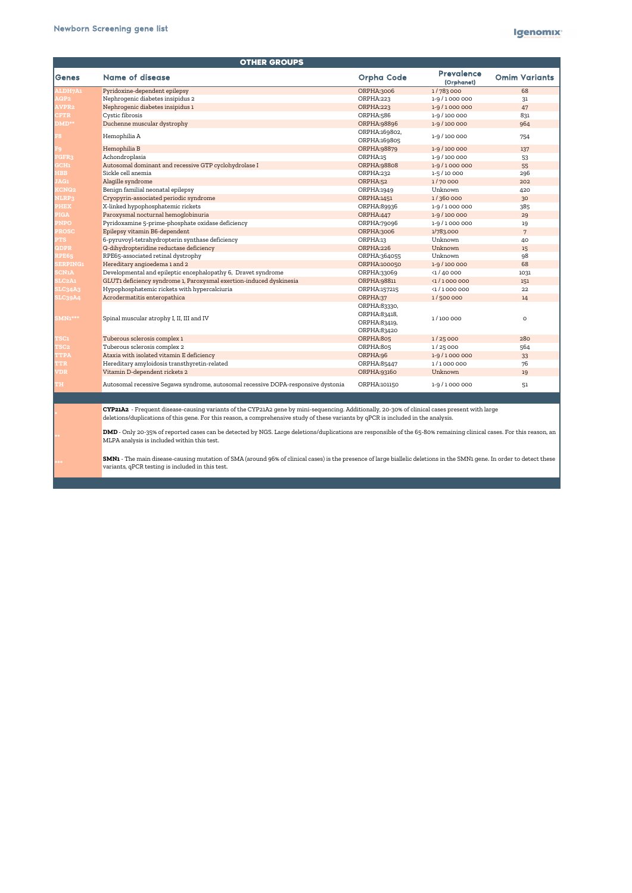Newborn Screening gene list

## OTHER GROUPS

| Genes | Name of disease | Orpha Code | Prevalence (Orphanet) | Omim Variants |
|---|---|---|---|---|
| ALDH7A1 | Pyridoxine-dependent epilepsy | ORPHA:3006 | 1 / 783 000 | 68 |
| AQP2 | Nephrogenic diabetes insipidus 2 | ORPHA:223 | 1-9 / 1 000 000 | 31 |
| AVPR2 | Nephrogenic diabetes insipidus 1 | ORPHA:223 | 1-9 / 1 000 000 | 47 |
| CFTR | Cystic fibrosis | ORPHA:586 | 1-9 / 100 000 | 831 |
| DMD** | Duchenne muscular dystrophy | ORPHA:98896 | 1-9 / 100 000 | 964 |
| F8 | Hemophilia A | ORPHA:169802, ORPHA:169805 | 1-9 / 100 000 | 754 |
| F9 | Hemophilia B | ORPHA:98879 | 1-9 / 100 000 | 137 |
| FGFR3 | Achondroplasia | ORPHA:15 | 1-9 / 100 000 | 53 |
| GCH1 | Autosomal dominant and recessive GTP cyclohydrolase I | ORPHA:98808 | 1-9 / 1 000 000 | 55 |
| HBB | Sickle cell anemia | ORPHA:232 | 1-5 / 10 000 | 296 |
| JAG1 | Alagille syndrome | ORPHA:52 | 1 / 70 000 | 202 |
| KCNQ2 | Benign familial neonatal epilepsy | ORPHA:1949 | Unknown | 420 |
| NLRP3 | Cryopyrin-associated periodic syndrome | ORPHA:1451 | 1 / 360 000 | 30 |
| PHEX | X-linked hypophosphatemic rickets | ORPHA:89936 | 1-9 / 1 000 000 | 385 |
| PIGA | Paroxysmal nocturnal hemoglobinuria | ORPHA:447 | 1-9 / 100 000 | 29 |
| PNPO | Pyridoxamine 5-prime-phosphate oxidase deficiency | ORPHA:79096 | 1-9 / 1 000 000 | 19 |
| PROSC | Epilepsy vitamin B6-dependent | ORPHA:3006 | 1/783.000 | 7 |
| PTS | 6-pyruvoyl-tetrahydropterin synthase deficiency | ORPHA:13 | Unknown | 40 |
| QDPR | Q-dihydropteridine reductase deficiency | ORPHA:226 | Unknown | 15 |
| RPE65 | RPE65-associated retinal dystrophy | ORPHA:364055 | Unknown | 98 |
| SERPING1 | Hereditary angioedema 1 and 2 | ORPHA:100050 | 1-9 / 100 000 | 68 |
| SCN1A | Developmental and epileptic encephalopathy 6, Dravet syndrome | ORPHA:33069 | <1 / 40 000 | 1031 |
| SLC2A1 | GLUT1 deficiency syndrome 1, Paroxysmal exertion-induced dyskinesia | ORPHA:98811 | <1 / 1 000 000 | 151 |
| SLC34A3 | Hypophosphatemic rickets with hypercalciuria | ORPHA:157215 | <1 / 1 000 000 | 22 |
| SLC39A4 | Acrodermatitis enteropathica | ORPHA:37 | 1 / 500 000 | 14 |
| SMN1*** | Spinal muscular atrophy I, II, III and IV | ORPHA:83330, ORPHA:83418, ORPHA:83419, ORPHA:83420 | 1 / 100 000 | 0 |
| TSC1 | Tuberous sclerosis complex 1 | ORPHA:805 | 1 / 25 000 | 280 |
| TSC2 | Tuberous sclerosis complex 2 | ORPHA:805 | 1 / 25 000 | 564 |
| TTPA | Ataxia with isolated vitamin E deficiency | ORPHA:96 | 1-9 / 1 000 000 | 33 |
| TTR | Hereditary amyloidosis transthyretin-related | ORPHA:85447 | 1 / 1 000 000 | 76 |
| VDR | Vitamin D-dependent rickets 2 | ORPHA:93160 | Unknown | 19 |
| TH | Autosomal recessive Segawa syndrome, autosomal recessive DOPA-responsive dystonia | ORPHA:101150 | 1-9 / 1 000 000 | 51 |

| | |
|---|---|
| * | **CYP21A2** - Frequent disease-causing variants of the CYP21A2 gene by mini-sequencing. Additionally, 20-30% of clinical cases present with large deletions/duplications of this gene. For this reason, a comprehensive study of these variants by qPCR is included in the analysis. |
| ** | **DMD** - Only 20-35% of reported cases can be detected by NGS. Large deletions/duplications are responsible of the 65-80% remaining clinical cases. For this reason, an MLPA analysis is included within this test. |
| *** | **SMN1** - The main disease-causing mutation of SMA (around 96% of clinical cases) is the presence of large biallelic deletions in the SMN1 gene. In order to detect these variants, qPCR testing is included in this test. |